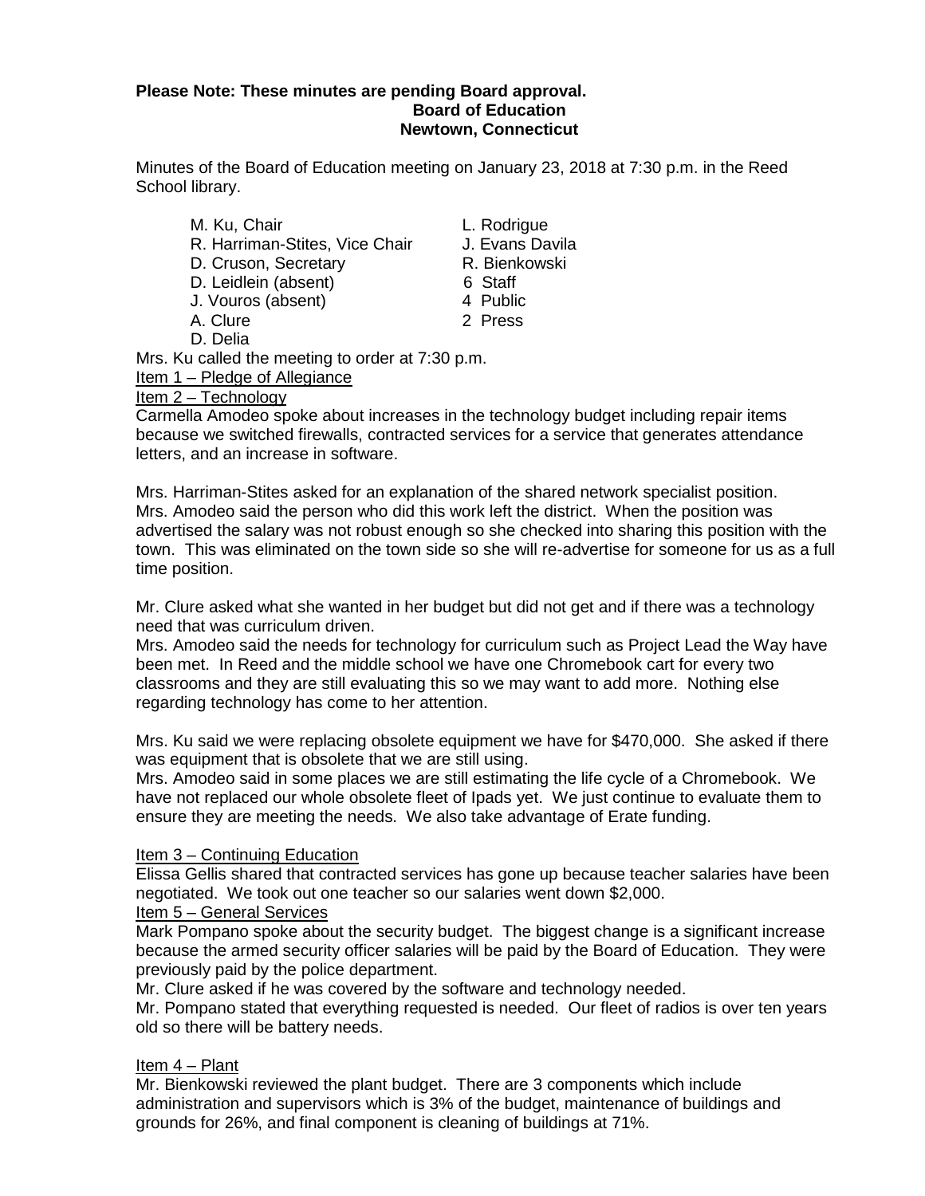**Please Note: These minutes are pending Board approval.**

**Board of Education**
**Newtown, Connecticut**

Minutes of the Board of Education meeting on January 23, 2018 at 7:30 p.m. in the Reed School library.

M. Ku, Chair
R. Harriman-Stites, Vice Chair
D. Cruson, Secretary
D. Leidlein (absent)
J. Vouros (absent)
A. Clure
D. Delia
L. Rodrigue
J. Evans Davila
R. Bienkowski
6 Staff
4 Public
2 Press

Mrs. Ku called the meeting to order at 7:30 p.m.

Item 1 – Pledge of Allegiance

Item 2 – Technology

Carmella Amodeo spoke about increases in the technology budget including repair items because we switched firewalls, contracted services for a service that generates attendance letters, and an increase in software.

Mrs. Harriman-Stites asked for an explanation of the shared network specialist position. Mrs. Amodeo said the person who did this work left the district. When the position was advertised the salary was not robust enough so she checked into sharing this position with the town. This was eliminated on the town side so she will re-advertise for someone for us as a full time position.

Mr. Clure asked what she wanted in her budget but did not get and if there was a technology need that was curriculum driven.

Mrs. Amodeo said the needs for technology for curriculum such as Project Lead the Way have been met. In Reed and the middle school we have one Chromebook cart for every two classrooms and they are still evaluating this so we may want to add more. Nothing else regarding technology has come to her attention.

Mrs. Ku said we were replacing obsolete equipment we have for $470,000. She asked if there was equipment that is obsolete that we are still using.

Mrs. Amodeo said in some places we are still estimating the life cycle of a Chromebook. We have not replaced our whole obsolete fleet of Ipads yet. We just continue to evaluate them to ensure they are meeting the needs. We also take advantage of Erate funding.

Item 3 – Continuing Education

Elissa Gellis shared that contracted services has gone up because teacher salaries have been negotiated. We took out one teacher so our salaries went down $2,000.

Item 5 – General Services

Mark Pompano spoke about the security budget. The biggest change is a significant increase because the armed security officer salaries will be paid by the Board of Education. They were previously paid by the police department.

Mr. Clure asked if he was covered by the software and technology needed.

Mr. Pompano stated that everything requested is needed. Our fleet of radios is over ten years old so there will be battery needs.

Item 4 – Plant

Mr. Bienkowski reviewed the plant budget. There are 3 components which include administration and supervisors which is 3% of the budget, maintenance of buildings and grounds for 26%, and final component is cleaning of buildings at 71%.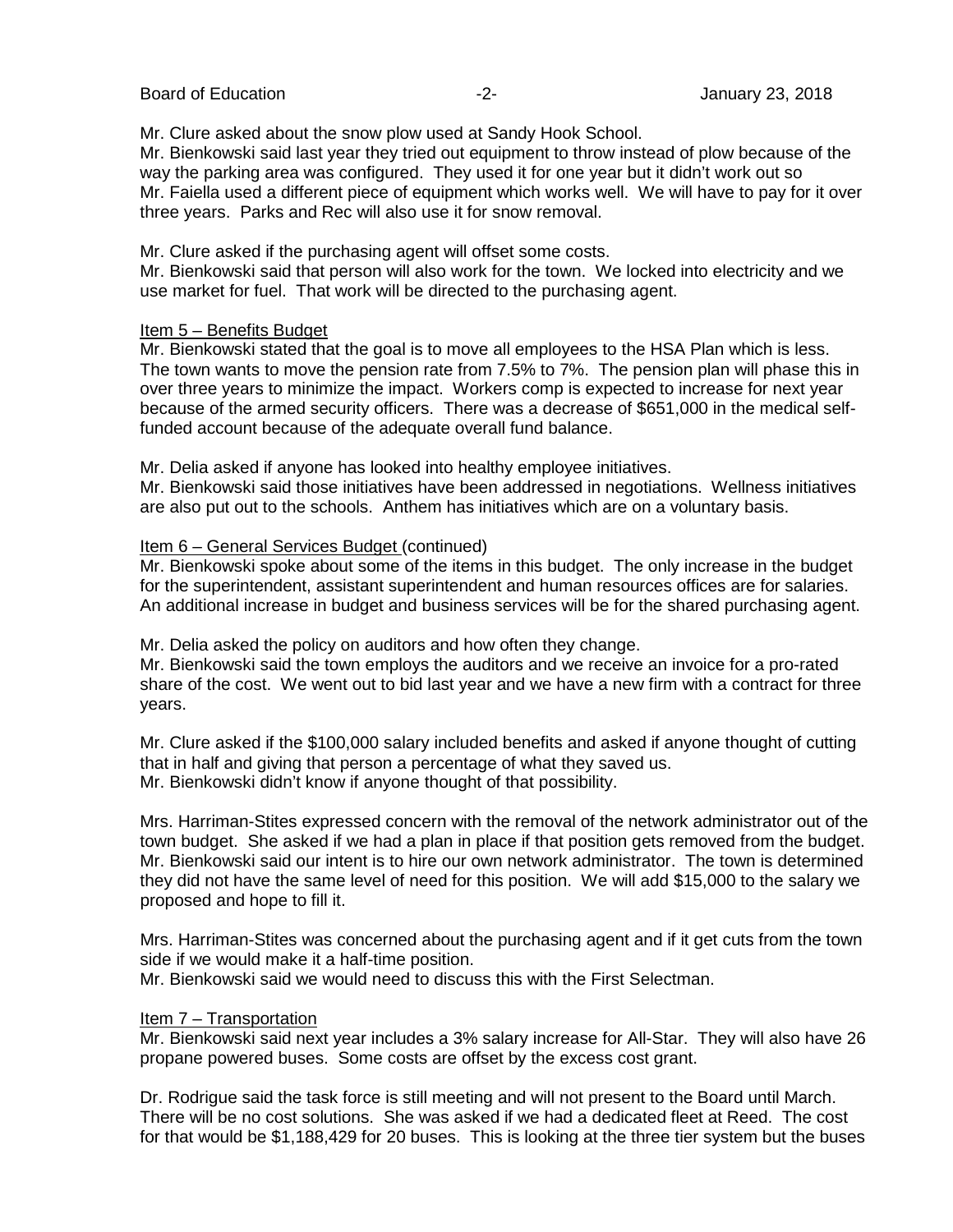Mr. Clure asked about the snow plow used at Sandy Hook School.
Mr. Bienkowski said last year they tried out equipment to throw instead of plow because of the way the parking area was configured. They used it for one year but it didn't work out so Mr. Faiella used a different piece of equipment which works well. We will have to pay for it over three years. Parks and Rec will also use it for snow removal.

Mr. Clure asked if the purchasing agent will offset some costs.
Mr. Bienkowski said that person will also work for the town. We locked into electricity and we use market for fuel. That work will be directed to the purchasing agent.

Item 5 – Benefits Budget

Mr. Bienkowski stated that the goal is to move all employees to the HSA Plan which is less. The town wants to move the pension rate from 7.5% to 7%. The pension plan will phase this in over three years to minimize the impact. Workers comp is expected to increase for next year because of the armed security officers. There was a decrease of $651,000 in the medical self-funded account because of the adequate overall fund balance.

Mr. Delia asked if anyone has looked into healthy employee initiatives.
Mr. Bienkowski said those initiatives have been addressed in negotiations. Wellness initiatives are also put out to the schools. Anthem has initiatives which are on a voluntary basis.

Item 6 – General Services Budget (continued)

Mr. Bienkowski spoke about some of the items in this budget. The only increase in the budget for the superintendent, assistant superintendent and human resources offices are for salaries. An additional increase in budget and business services will be for the shared purchasing agent.

Mr. Delia asked the policy on auditors and how often they change.
Mr. Bienkowski said the town employs the auditors and we receive an invoice for a pro-rated share of the cost. We went out to bid last year and we have a new firm with a contract for three years.

Mr. Clure asked if the $100,000 salary included benefits and asked if anyone thought of cutting that in half and giving that person a percentage of what they saved us.
Mr. Bienkowski didn't know if anyone thought of that possibility.

Mrs. Harriman-Stites expressed concern with the removal of the network administrator out of the town budget. She asked if we had a plan in place if that position gets removed from the budget.
Mr. Bienkowski said our intent is to hire our own network administrator. The town is determined they did not have the same level of need for this position. We will add $15,000 to the salary we proposed and hope to fill it.

Mrs. Harriman-Stites was concerned about the purchasing agent and if it get cuts from the town side if we would make it a half-time position.
Mr. Bienkowski said we would need to discuss this with the First Selectman.

Item 7 – Transportation

Mr. Bienkowski said next year includes a 3% salary increase for All-Star. They will also have 26 propane powered buses. Some costs are offset by the excess cost grant.

Dr. Rodrigue said the task force is still meeting and will not present to the Board until March. There will be no cost solutions. She was asked if we had a dedicated fleet at Reed. The cost for that would be $1,188,429 for 20 buses. This is looking at the three tier system but the buses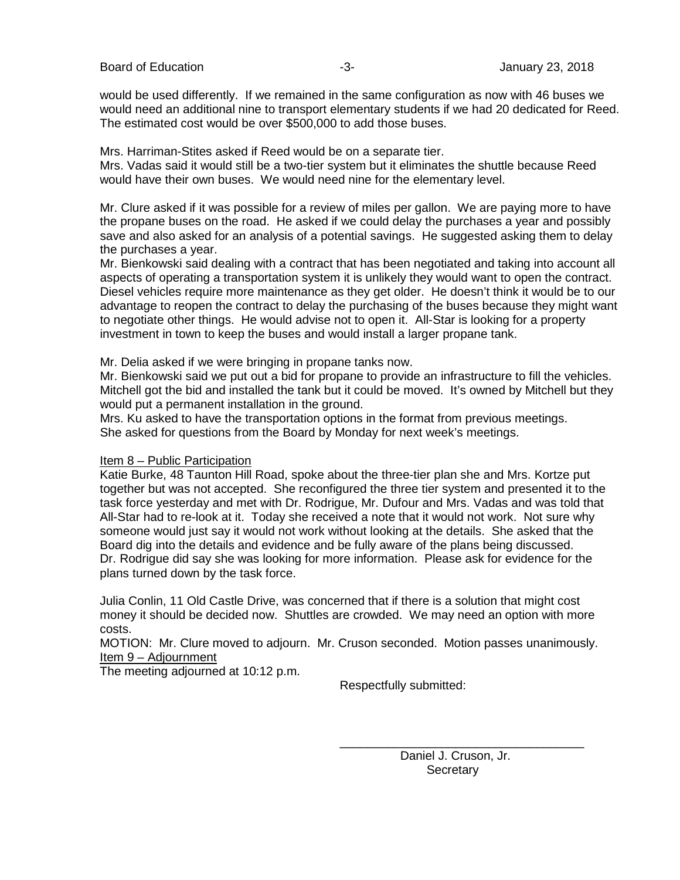would be used differently. If we remained in the same configuration as now with 46 buses we would need an additional nine to transport elementary students if we had 20 dedicated for Reed. The estimated cost would be over $500,000 to add those buses.

Mrs. Harriman-Stites asked if Reed would be on a separate tier.
Mrs. Vadas said it would still be a two-tier system but it eliminates the shuttle because Reed would have their own buses. We would need nine for the elementary level.

Mr. Clure asked if it was possible for a review of miles per gallon. We are paying more to have the propane buses on the road. He asked if we could delay the purchases a year and possibly save and also asked for an analysis of a potential savings. He suggested asking them to delay the purchases a year.
Mr. Bienkowski said dealing with a contract that has been negotiated and taking into account all aspects of operating a transportation system it is unlikely they would want to open the contract. Diesel vehicles require more maintenance as they get older. He doesn't think it would be to our advantage to reopen the contract to delay the purchasing of the buses because they might want to negotiate other things. He would advise not to open it. All-Star is looking for a property investment in town to keep the buses and would install a larger propane tank.

Mr. Delia asked if we were bringing in propane tanks now.
Mr. Bienkowski said we put out a bid for propane to provide an infrastructure to fill the vehicles. Mitchell got the bid and installed the tank but it could be moved. It's owned by Mitchell but they would put a permanent installation in the ground.
Mrs. Ku asked to have the transportation options in the format from previous meetings.
She asked for questions from the Board by Monday for next week's meetings.

Item 8 – Public Participation
Katie Burke, 48 Taunton Hill Road, spoke about the three-tier plan she and Mrs. Kortze put together but was not accepted. She reconfigured the three tier system and presented it to the task force yesterday and met with Dr. Rodrigue, Mr. Dufour and Mrs. Vadas and was told that All-Star had to re-look at it. Today she received a note that it would not work. Not sure why someone would just say it would not work without looking at the details. She asked that the Board dig into the details and evidence and be fully aware of the plans being discussed. Dr. Rodrigue did say she was looking for more information. Please ask for evidence for the plans turned down by the task force.

Julia Conlin, 11 Old Castle Drive, was concerned that if there is a solution that might cost money it should be decided now. Shuttles are crowded. We may need an option with more costs.
MOTION: Mr. Clure moved to adjourn. Mr. Cruson seconded. Motion passes unanimously.
Item 9 – Adjournment
The meeting adjourned at 10:12 p.m.

Respectfully submitted:

\_\_\_\_\_\_\_\_\_\_\_\_\_\_\_\_\_\_\_\_\_\_\_\_\_\_\_\_\_\_\_\_\_\_\_\_
Daniel J. Cruson, Jr.
Secretary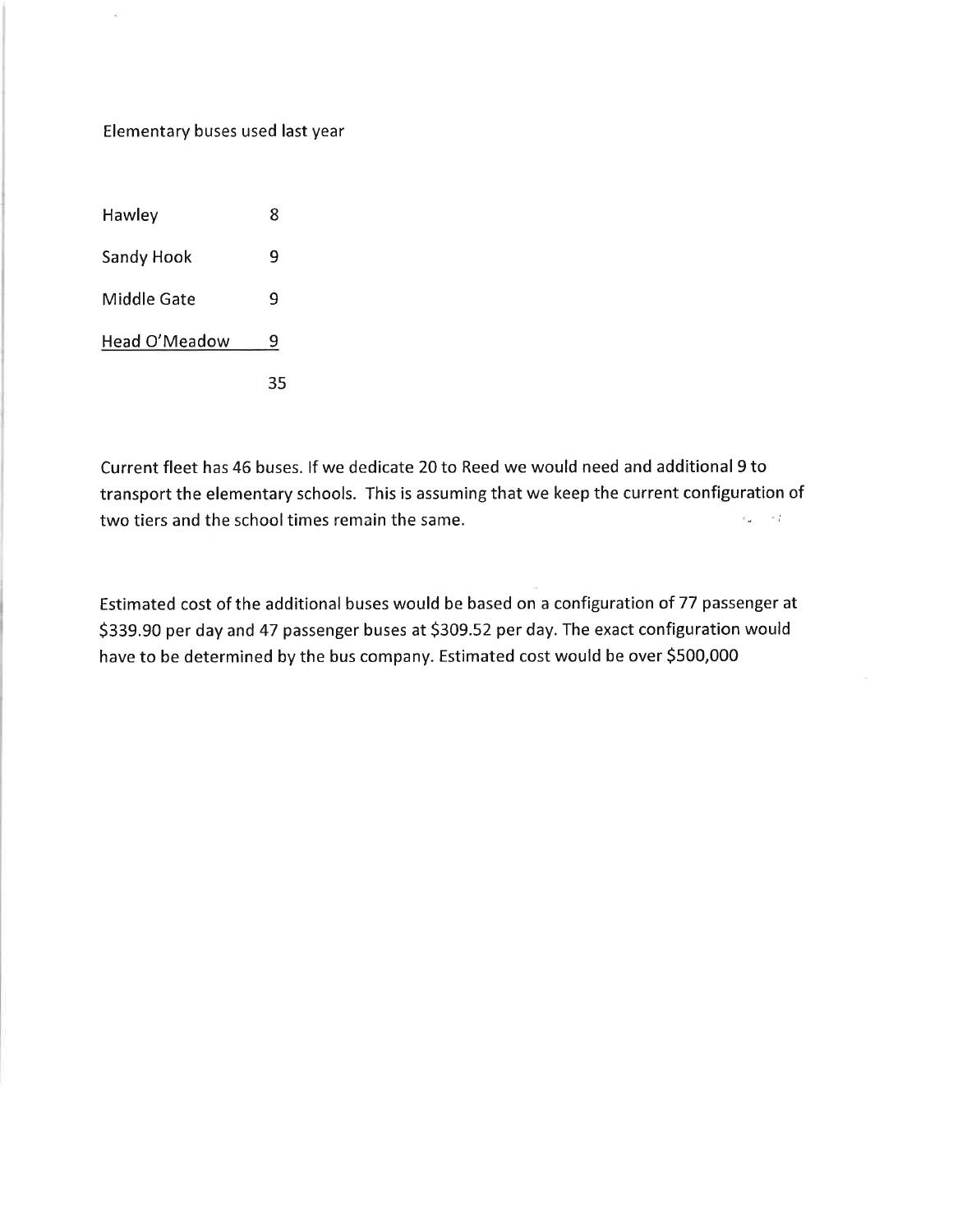Elementary buses used last year

| | |
|---|---|
| Hawley | 8 |
| Sandy Hook | 9 |
| Middle Gate | 9 |
| Head O'Meadow | 9 |
| | 35 |

Current fleet has 46 buses. If we dedicate 20 to Reed we would need and additional 9 to transport the elementary schools. This is assuming that we keep the current configuration of two tiers and the school times remain the same.

Estimated cost of the additional buses would be based on a configuration of 77 passenger at $339.90 per day and 47 passenger buses at $309.52 per day. The exact configuration would have to be determined by the bus company. Estimated cost would be over $500,000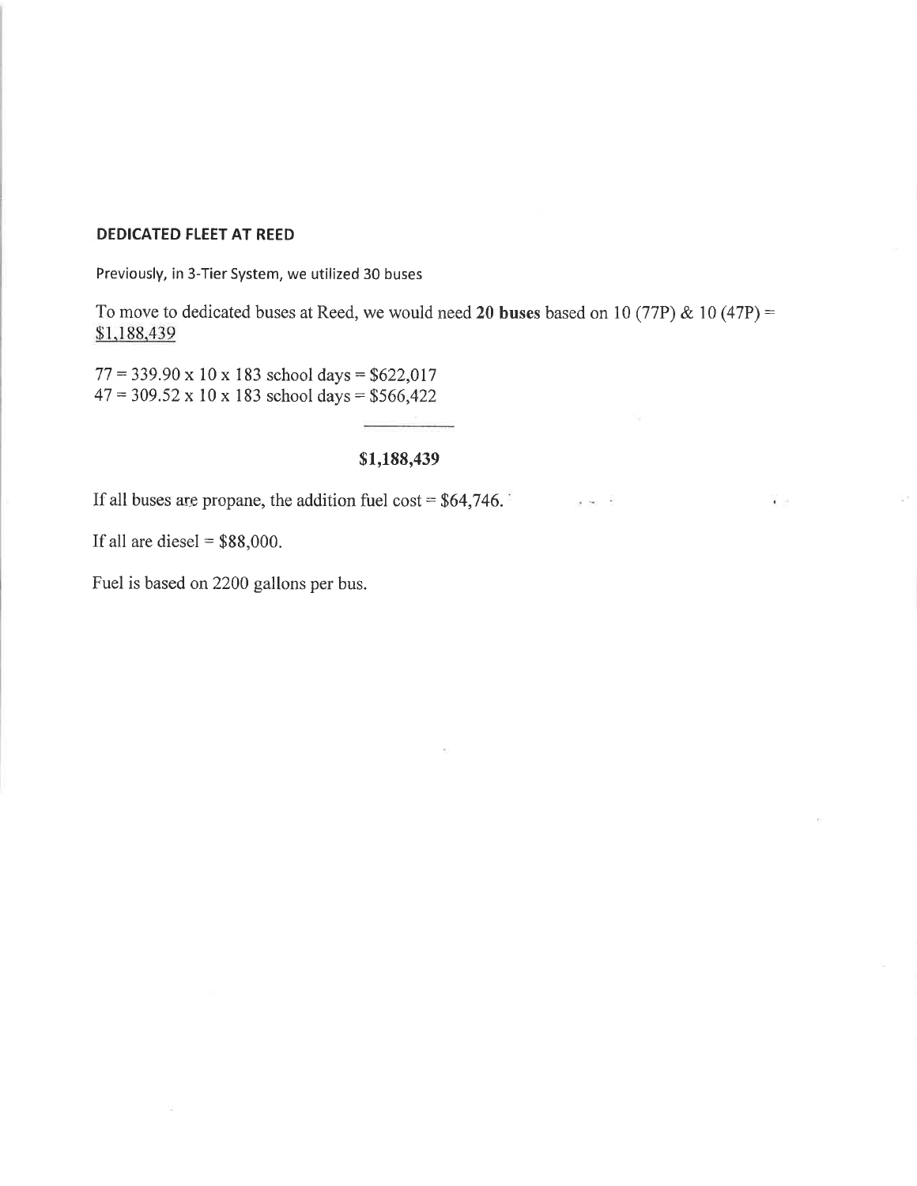## DEDICATED FLEET AT REED

Previously, in 3-Tier System, we utilized 30 buses

To move to dedicated buses at Reed, we would need **20 buses** based on 10 (77P) & 10 (47P) = $1,188,439

77 = 339.90 x 10 x 183 school days = $622,017
47 = 309.52 x 10 x 183 school days = $566,422

**$1,188,439**

If all buses are propane, the addition fuel cost = $64,746.

If all are diesel = $88,000.

Fuel is based on 2200 gallons per bus.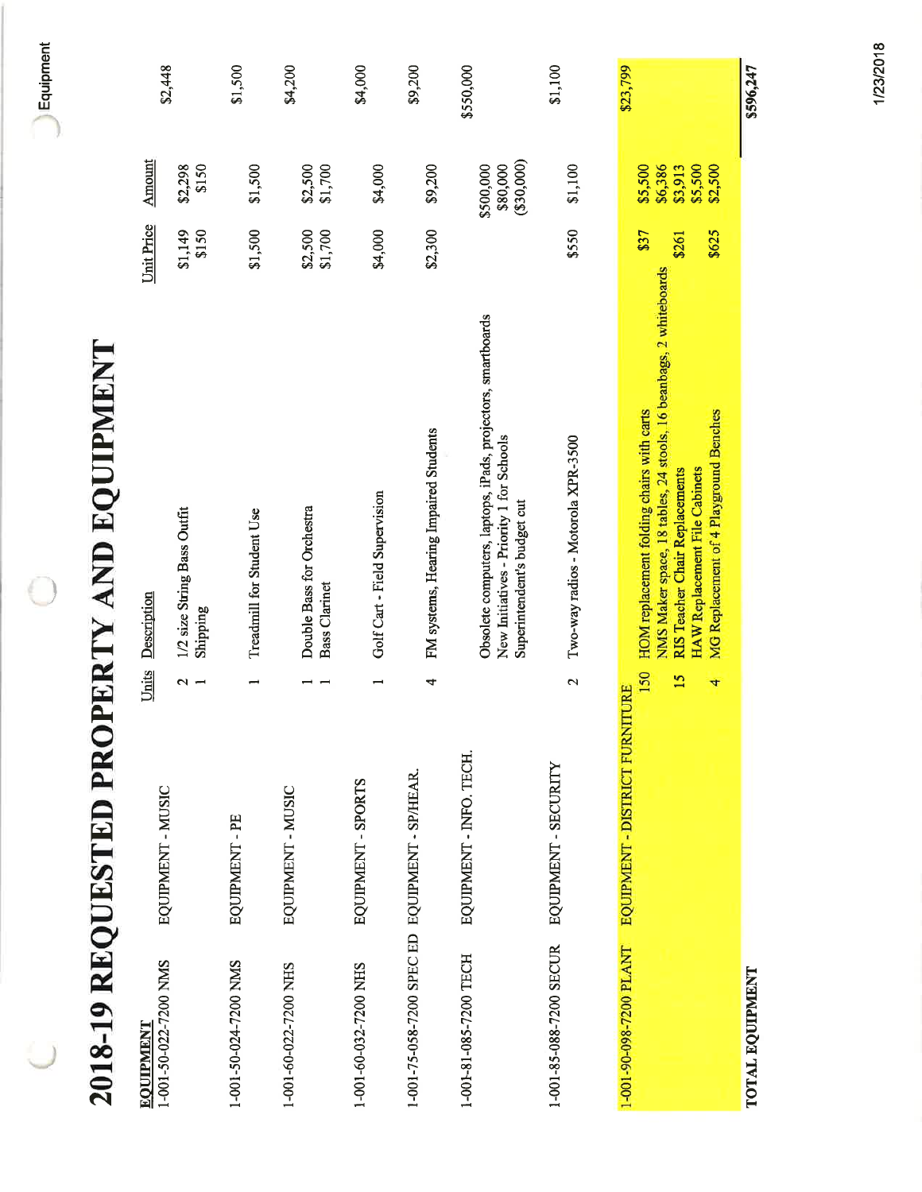# 2018-19 REQUESTED PROPERTY AND EQUIPMENT

| EQUIPMENT | | Units | Description | Unit Price | Amount | |
|---|---|---|---|---|---|---|
| 1-001-50-022-7200 NMS | EQUIPMENT - MUSIC | 2 | 1/2 size String Bass Outfit | $1,149 | $2,298 | $2,448 |
| | | 1 | Shipping | $150 | $150 | |
| 1-001-50-024-7200 NMS | EQUIPMENT - PE | 1 | Treadmill for Student Use | $1,500 | $1,500 | $1,500 |
| 1-001-60-022-7200 NHS | EQUIPMENT - MUSIC | 1 | Double Bass for Orchestra | $2,500 | $2,500 | $4,200 |
| | | 1 | Bass Clarinet | $1,700 | $1,700 | |
| 1-001-60-032-7200 NHS | EQUIPMENT - SPORTS | 1 | Golf Cart - Field Supervision | $4,000 | $4,000 | $4,000 |
| 1-001-75-058-7200 SPEC ED | EQUIPMENT - SP/HEAR. | 4 | FM systems, Hearing Impaired Students | $2,300 | $9,200 | $9,200 |
| 1-001-81-085-7200 TECH | EQUIPMENT - INFO. TECH. | | Obsolete computers, laptops, iPads, projectors, smartboards | | $500,000 | $550,000 |
| | | | New Initiatives - Priority 1 for Schools | | $80,000 | |
| | | | Superintendent's budget cut | | ($30,000) | |
| 1-001-85-088-7200 SECUR | EQUIPMENT - SECURITY | 2 | Two-way radios - Motorola XPR-3500 | $550 | $1,100 | $1,100 |
| 1-001-90-098-7200 PLANT | EQUIPMENT - DISTRICT FURNITURE | 150 | HOM replacement folding chairs with carts | $37 | $5,500 | $23,799 |
| | | | NMS Maker space, 18 tables, 24 stools, 16 beanbags, 2 whiteboards | | $6,386 | |
| | | 15 | RIS Teacher Chair Replacements | $261 | $3,913 | |
| | | | HAW Replacement File Cabinets | | $5,500 | |
| | | 4 | MG Replacement of 4 Playground Benches | $625 | $2,500 | |
| **TOTAL EQUIPMENT** | | | | | | **$596,247** |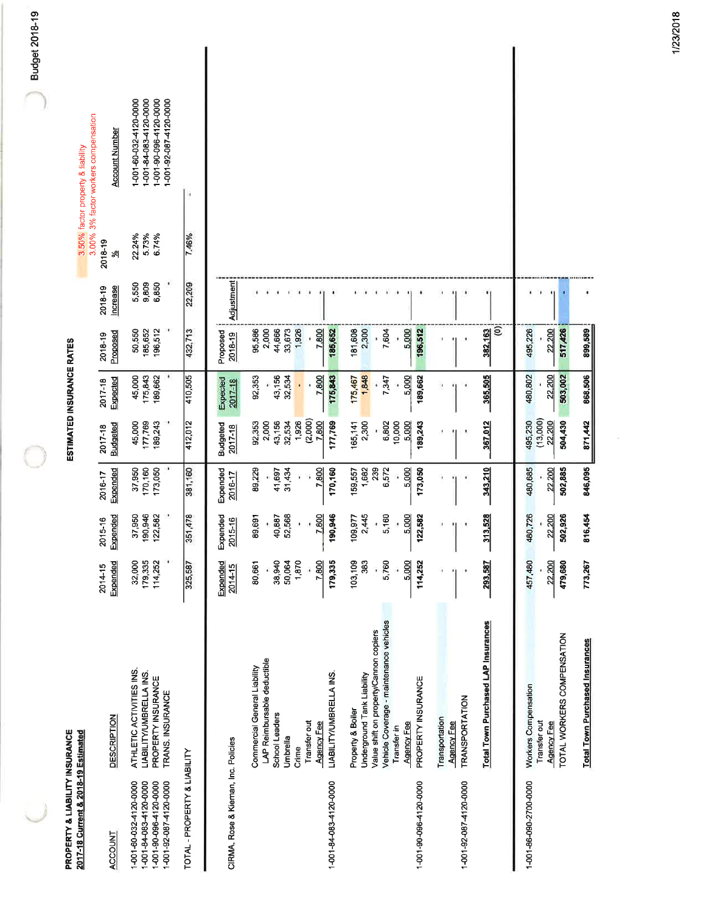# PROPERTY & LIABILITY INSURANCE

**2017-18 Current & 2018-19 Estimated**

## ESTIMATED INSURANCE RATES

3.50% factor property & liability
3.00% 3% factor workers compensation

| ACCOUNT | DESCRIPTION | 2014-15 Expended | 2015-16 Expended | 2016-17 Expended | 2017-18 Budgeted | 2017-18 Expected | 2018-19 Proposed | 2018-19 Increase | 2018-19 % | Account Number |
|---|---|---|---|---|---|---|---|---|---|---|
| 1-001-60-032-4120-0000 | ATHLETIC ACTIVITIES INS. | 32,000 | 37,950 | 37,950 | 45,000 | 45,000 | 50,550 | 5,550 | 22.24% | 1-001-60-032-4120-0000 |
| 1-001-84-083-4120-0000 | LIABILITY/UMBRELLA INS. | 179,335 | 190,946 | 170,160 | 177,769 | 175,843 | 185,652 | 9,809 | 5.73% | 1-001-84-083-4120-0000 |
| 1-001-90-096-4120-0000 | PROPERTY INSURANCE | 114,252 | 122,582 | 173,050 | 189,243 | 189,662 | 196,512 | 6,850 | 6.74% | 1-001-90-096-4120-0000 |
| 1-001-92-087-4120-0000 | TRANS. INSURANCE | - | - | - | - | - | - | - | | 1-001-92-087-4120-0000 |
| | TOTAL - PROPERTY & LIABILITY | 325,587 | 351,478 | 381,160 | 412,012 | 410,505 | 432,713 | 22,209 | 7.46% | |

| ACCOUNT | CIRMA, Rose & Kiernan, Inc. Policies | Expended 2014-15 | Expended 2015-16 | Expended 2016-17 | Budgeted 2017-18 | Expected 2017-18 | Proposed 2018-19 | Adjustment |
|---|---|---|---|---|---|---|---|---|
| | Commercial General Liability | 80,661 | 89,691 | 89,229 | 92,353 | 92,353 | 95,586 | - |
| | LAP Reimbursable deductible | - | - | - | 2,000 | - | 2,000 | - |
| | School Leaders | 38,940 | 40,887 | 41,697 | 43,156 | 43,156 | 44,666 | - |
| | Umbrella | 50,064 | 52,568 | 31,434 | 32,534 | 32,534 | 33,673 | - |
| | Crime | 1,870 | - | - | 1,926 | - | 1,926 | - |
| | Transfer out | - | - | - | (2,000) | - | - | - |
| | Agency Fee | 7,800 | 7,800 | 7,800 | 7,800 | 7,800 | 7,800 | - |
| 1-001-84-083-4120-0000 | LIABILITY/UMBRELLA INS. | 179,335 | 190,946 | 170,160 | 177,769 | 175,843 | 185,652 | - |
| | Property & Boiler | 103,109 | 109,977 | 159,557 | 165,141 | 175,467 | 181,608 | - |
| | Underground Tank Liability | 383 | 2,445 | 1,682 | 2,300 | 1,848 | 2,300 | - |
| | Value shift on property/Cannon copiers | - | - | 239 | - | - | - | - |
| | Vehicle Coverage - maintenance vehicles | 5,760 | 5,160 | 6,572 | 6,802 | 7,347 | 7,604 | - |
| | Transfer in | - | - | - | 10,000 | - | - | - |
| | Agency Fee | 5,000 | 5,000 | 5,000 | 5,000 | 5,000 | 5,000 | - |
| 1-001-90-096-4120-0000 | PROPERTY INSURANCE | 114,252 | 122,582 | 173,050 | 189,243 | 189,662 | 196,512 | - |
| | Transportation | - | - | - | - | - | - | - |
| | Agency Fee | - | - | - | - | - | - | - |
| 1-001-92-087-4120-0000 | TRANSPORTATION | - | - | - | - | - | - | - |
| | **Total Town Purchased LAP Insurances** | 293,587 | 313,528 | 343,210 | 367,012 | 365,505 | 382,163 | - |
| | | | | | | | (0) | |
| 1-001-86-090-2700-0000 | Workers Compensation | 457,480 | 480,726 | 480,685 | 495,230 | 480,802 | 495,226 | - |
| | Transfer out | - | - | - | (13,000) | - | - | - |
| | Agency Fee | 22,200 | 22,200 | 22,200 | 22,200 | 22,200 | 22,200 | - |
| | TOTAL WORKERS COMPENSATION | 479,680 | 502,926 | 502,885 | 504,430 | 503,002 | 517,426 | - |
| | **Total Town Purchased Insurances** | 773,267 | 816,454 | 846,095 | 871,442 | 868,506 | 899,589 | - |

Budget 2018-19

1/23/2018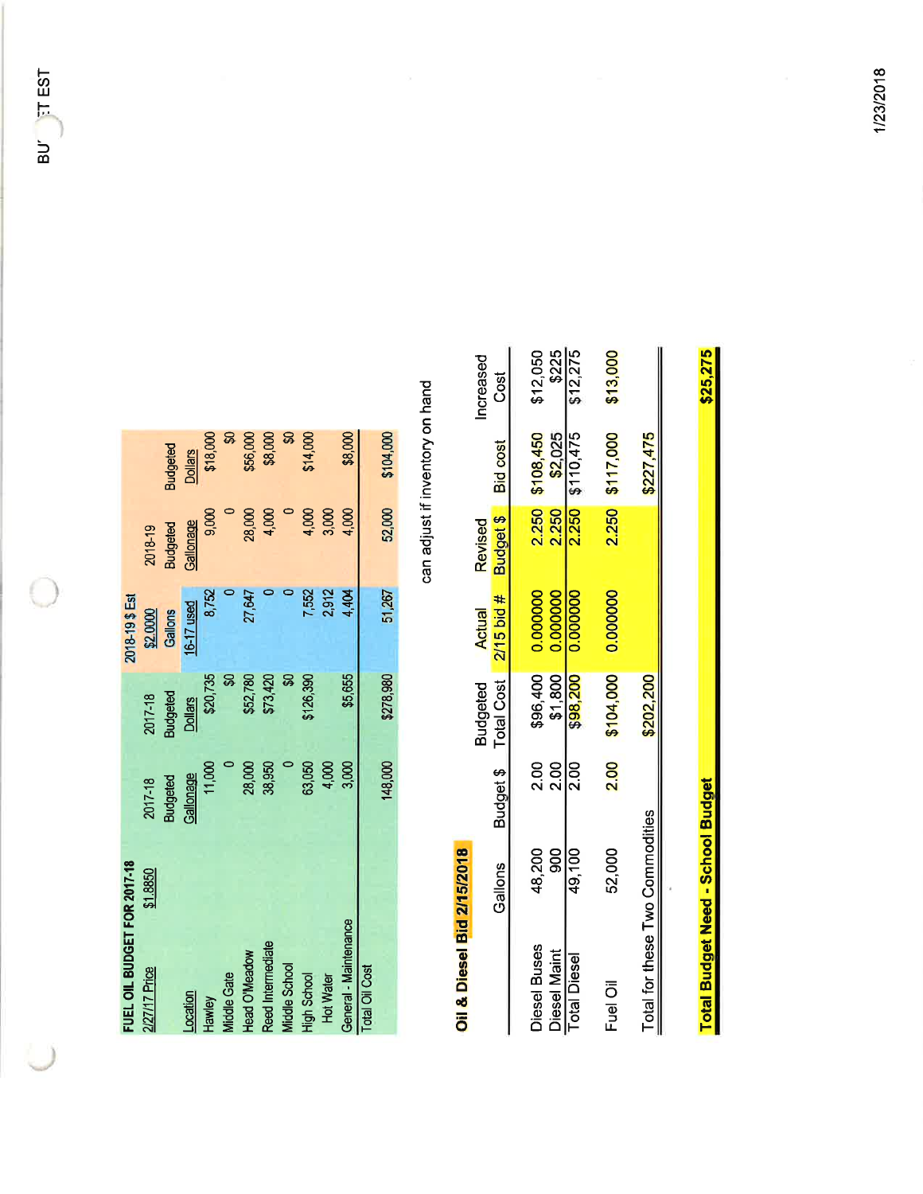## FUEL OIL BUDGET FOR 2017-18

| Location | 2017-18 Budgeted Gallonage | 2017-18 Budgeted Dollars | 2018-19 $ Est Gallons 16-17 used | 2018-19 Budgeted Gallonage | Budgeted Dollars |
|---|---|---|---|---|---|
| 2/27/17 Price $1.8850 | | | $2.0000 | | |
| Hawley | 11,000 | $20,735 | 8,752 | 9,000 | $18,000 |
| Middle Gate | 0 | $0 | 0 | 0 | $0 |
| Head O'Meadow | 28,000 | $52,780 | 27,647 | 28,000 | $56,000 |
| Reed Intermediate | 38,950 | $73,420 | 0 | 4,000 | $8,000 |
| Middle School | 0 | $0 | 0 | 0 | $0 |
| High School | 63,050 | $126,390 | 7,552 | 4,000 | $14,000 |
| Hot Water | 4,000 | | 2,912 | 3,000 | |
| General - Maintenance | 3,000 | $5,655 | 4,404 | 4,000 | $8,000 |
| Total Oil Cost | 148,000 | $278,980 | 51,267 | 52,000 | $104,000 |

can adjust if inventory on hand

## Oil & Diesel Bid 2/15/2018

| | Gallons | Budget $ | Budgeted Total Cost | Actual 2/15 bid # | Revised Budget $ | Bid cost | Increased Cost |
|---|---|---|---|---|---|---|---|
| Diesel Buses | 48,200 | 2.00 | $96,400 | 0.000000 | 2.250 | $108,450 | $12,050 |
| Diesel Maint | 900 | 2.00 | $1,800 | 0.000000 | 2.250 | $2,025 | $225 |
| Total Diesel | 49,100 | 2.00 | $98,200 | 0.000000 | 2.250 | $110,475 | $12,275 |
| Fuel Oil | 52,000 | 2.00 | $104,000 | 0.000000 | 2.250 | $117,000 | $13,000 |
| Total for these Two Commodities | | | $202,200 | | | $227,475 | |

**Total Budget Need - School Budget** **$25,275**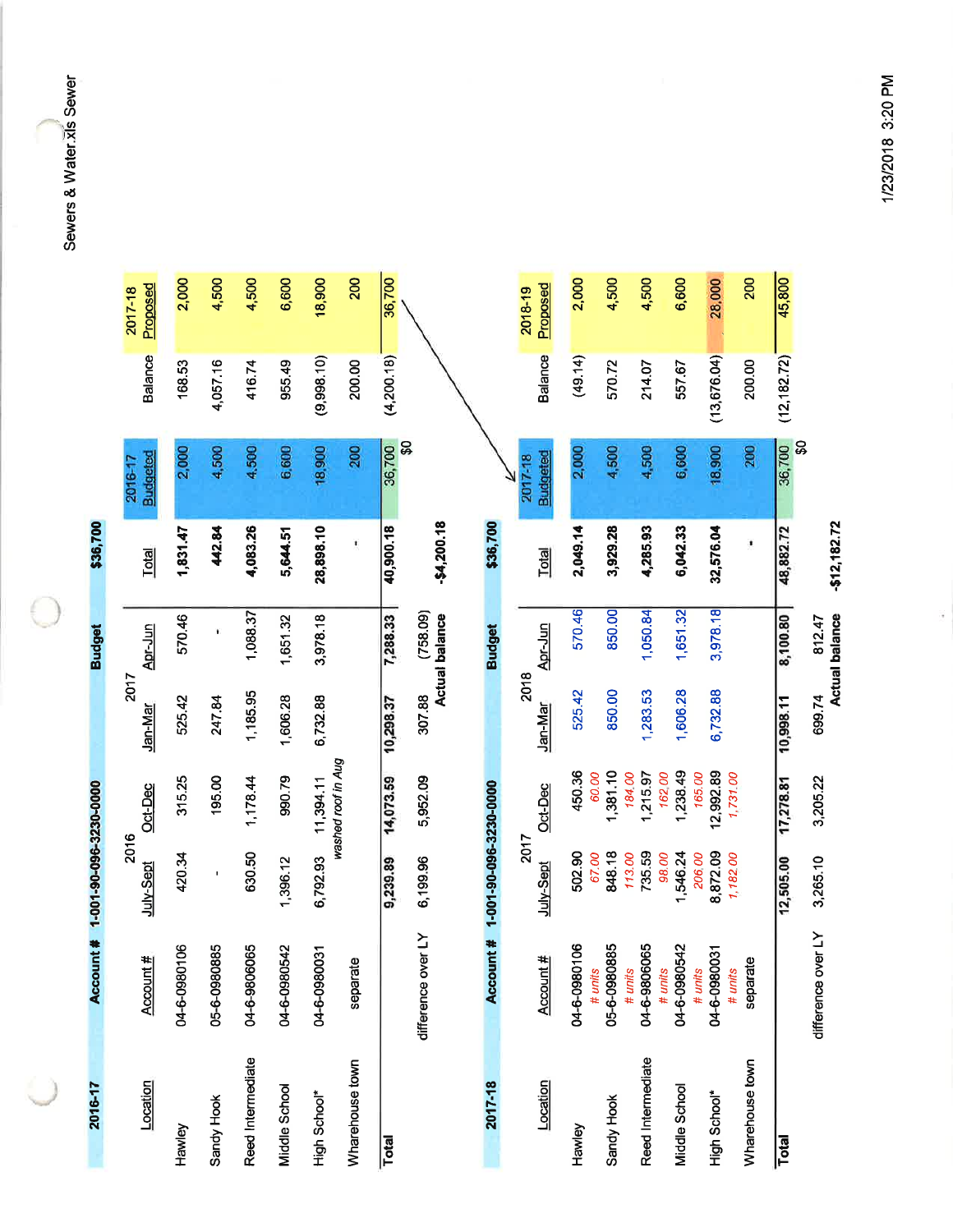Sewers & Water.xls Sewer

1/23/2018 3:20 PM

## 2016-17 — Account # 1-001-90-096-3230-0000

| Location | Account # | 2016 July-Sept | 2016 Oct-Dec | 2017 Jan-Mar | 2017 Apr-Jun | Total | 2016-17 Budgeted | Balance | 2017-18 Proposed |
|---|---|---|---|---|---|---|---|---|---|
| | | | | Budget | | $36,700 | | | |
| Hawley | 04-6-0980106 | 420.34 | 315.25 | 525.42 | 570.46 | 1,831.47 | 2,000 | 168.53 | 2,000 |
| Sandy Hook | 05-6-0980885 | - | 195.00 | 247.84 | - | 442.84 | 4,500 | 4,057.16 | 4,500 |
| Reed Intermediate | 04-6-9806065 | 630.50 | 1,178.44 | 1,185.95 | 1,088.37 | 4,083.26 | 4,500 | 416.74 | 4,500 |
| Middle School | 04-6-0980542 | 1,396.12 | 990.79 | 1,606.28 | 1,651.32 | 5,644.51 | 6,600 | 955.49 | 6,600 |
| High School* | 04-6-0980031 | 6,792.93 | 11,394.11 *washed roof in Aug* | 6,732.88 | 3,978.18 | 28,898.10 | 18,900 | (9,998.10) | 18,900 |
| Wharehouse town | separate | | | | | - | 200 | 200.00 | 200 |
| **Total** | | 9,239.89 | 14,073.59 | 10,298.37 | 7,288.33 | 40,900.18 | 36,700 | (4,200.18) | 36,700 |
| | | | | | | | $0 | | |
| difference over LY | | 6,199.96 | 5,952.09 | 307.88 | (758.09) | | | | |
| | | | | Actual balance | | -$4,200.18 | | | |

## 2017-18 — Account # 1-001-90-096-3230-0000

| Location | Account # | 2017 July-Sept | 2017 Oct-Dec | 2018 Jan-Mar | 2018 Apr-Jun | Total | 2017-18 Budgeted | Balance | 2018-19 Proposed |
|---|---|---|---|---|---|---|---|---|---|
| | | | | Budget | | $36,700 | | | |
| Hawley | 04-6-0980106 | 502.90 | 450.36 | 525.42 | 570.46 | 2,049.14 | 2,000 | (49.14) | 2,000 |
| *# units* | | *67.00* | *60.00* | | | | | | |
| Sandy Hook | 05-6-0980885 | 848.18 | 1,381.10 | 850.00 | 850.00 | 3,929.28 | 4,500 | 570.72 | 4,500 |
| *# units* | | *113.00* | *184.00* | | | | | | |
| Reed Intermediate | 04-6-9806065 | 735.59 | 1,215.97 | 1,283.53 | 1,050.84 | 4,285.93 | 4,500 | 214.07 | 4,500 |
| *# units* | | *98.00* | *162.00* | | | | | | |
| Middle School | 04-6-0980542 | 1,546.24 | 1,238.49 | 1,606.28 | 1,651.32 | 6,042.33 | 6,600 | 557.67 | 6,600 |
| *# units* | | *206.00* | *165.00* | | | | | | |
| High School* | 04-6-0980031 | 8,872.09 | 12,992.89 | 6,732.88 | 3,978.18 | 32,576.04 | 18,900 | (13,676.04) | 28,000 |
| *# units* | | *1,182.00* | *1,731.00* | | | | | | |
| Wharehouse town | separate | | | | | - | 200 | 200.00 | 200 |
| **Total** | | 12,505.00 | 17,278.81 | 10,998.11 | 8,100.80 | 48,882.72 | 36,700 | (12,182.72) | 45,800 |
| | | | | | | | $0 | | |
| difference over LY | | 3,265.10 | 3,205.22 | 699.74 | 812.47 | | | | |
| | | | | Actual balance | | -$12,182.72 | | | |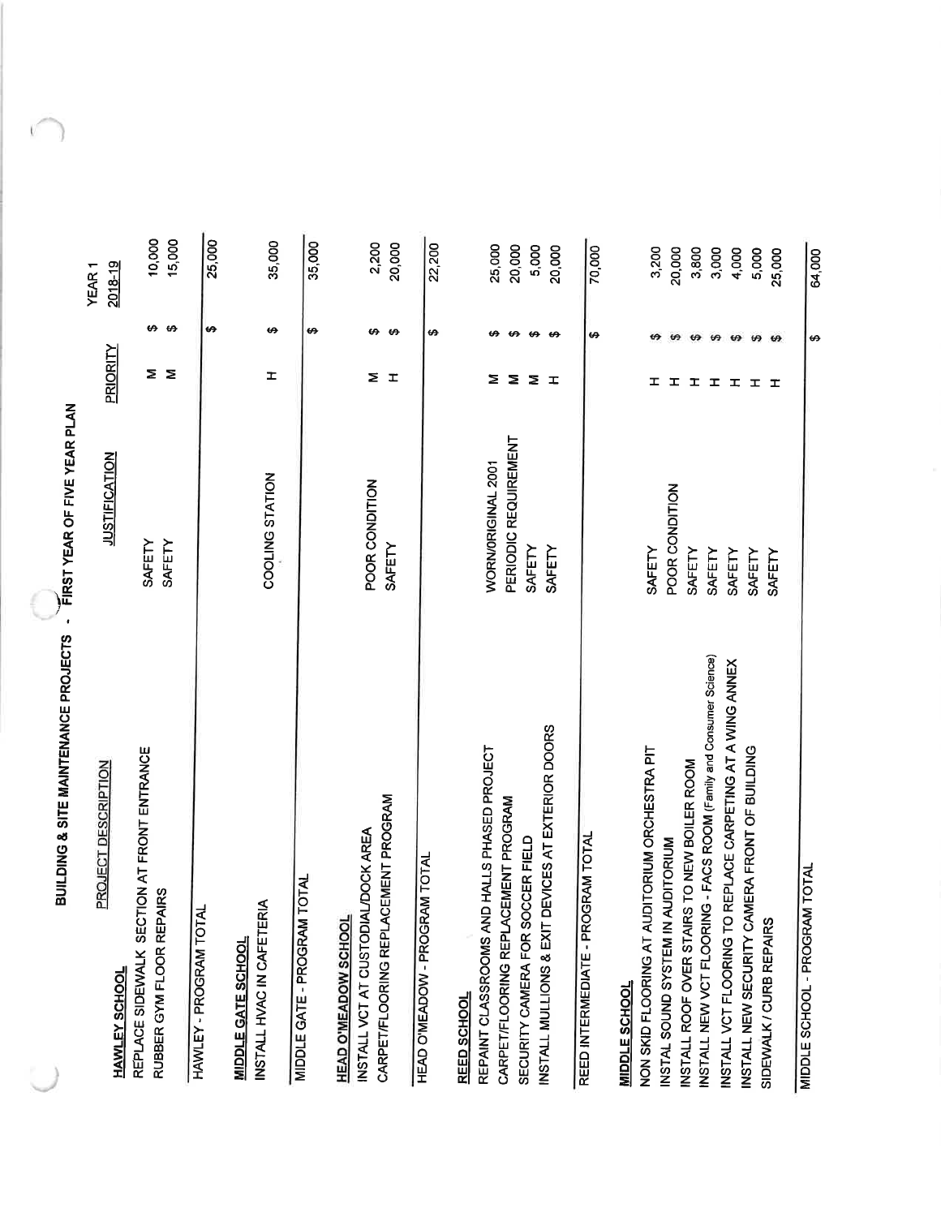# BUILDING & SITE MAINTENANCE PROJECTS - FIRST YEAR OF FIVE YEAR PLAN

| PROJECT DESCRIPTION | JUSTIFICATION | PRIORITY | YEAR 1 2018-19 |
|---|---|---|---|
| **HAWLEY SCHOOL** | | | |
| REPLACE SIDEWALK SECTION AT FRONT ENTRANCE | SAFETY | M | $ 10,000 |
| RUBBER GYM FLOOR REPAIRS | SAFETY | M | $ 15,000 |
| HAWLEY - PROGRAM TOTAL | | | $ 25,000 |
| **MIDDLE GATE SCHOOL** | | | |
| INSTALL HVAC IN CAFETERIA | COOLING STATION | H | $ 35,000 |
| MIDDLE GATE - PROGRAM TOTAL | | | $ 35,000 |
| **HEAD O'MEADOW SCHOOL** | | | |
| INSTALL VCT AT CUSTODIAL/DOCK AREA | POOR CONDITION | M | $ 2,200 |
| CARPET/FLOORING REPLACEMENT PROGRAM | SAFETY | H | $ 20,000 |
| HEAD O'MEADOW - PROGRAM TOTAL | | | $ 22,200 |
| **REED SCHOOL** | | | |
| REPAINT CLASSROOMS AND HALLS PHASED PROJECT | WORN/ORIGINAL 2001 | M | $ 25,000 |
| CARPET/FLOORING REPLACEMENT PROGRAM | PERIODIC REQUIREMENT | M | $ 20,000 |
| SECURITY CAMERA FOR SOCCER FIELD | SAFETY | M | $ 5,000 |
| INSTALL MULLIONS & EXIT DEVICES AT EXTERIOR DOORS | SAFETY | H | $ 20,000 |
| REED INTERMEDIATE - PROGRAM TOTAL | | | $ 70,000 |
| **MIDDLE SCHOOL** | | | |
| NON SKID FLOORING AT AUDITORIUM ORCHESTRA PIT | SAFETY | H | $ 3,200 |
| INSTAL SOUND SYSTEM IN AUDITORIUM | POOR CONDITION | H | $ 20,000 |
| INSTALL ROOF OVER STAIRS TO NEW BOILER ROOM | SAFETY | H | $ 3,800 |
| INSTALL NEW VCT FLOORING - FACS ROOM (Family and Consumer Science) | SAFETY | H | $ 3,000 |
| INSTALL VCT FLOORING TO REPLACE CARPETING AT A WING ANNEX | SAFETY | H | $ 4,000 |
| INSTALL NEW SECURITY CAMERA FRONT OF BUILDING | SAFETY | H | $ 5,000 |
| SIDEWALK / CURB REPAIRS | SAFETY | H | $ 25,000 |
| MIDDLE SCHOOL - PROGRAM TOTAL | | | $ 64,000 |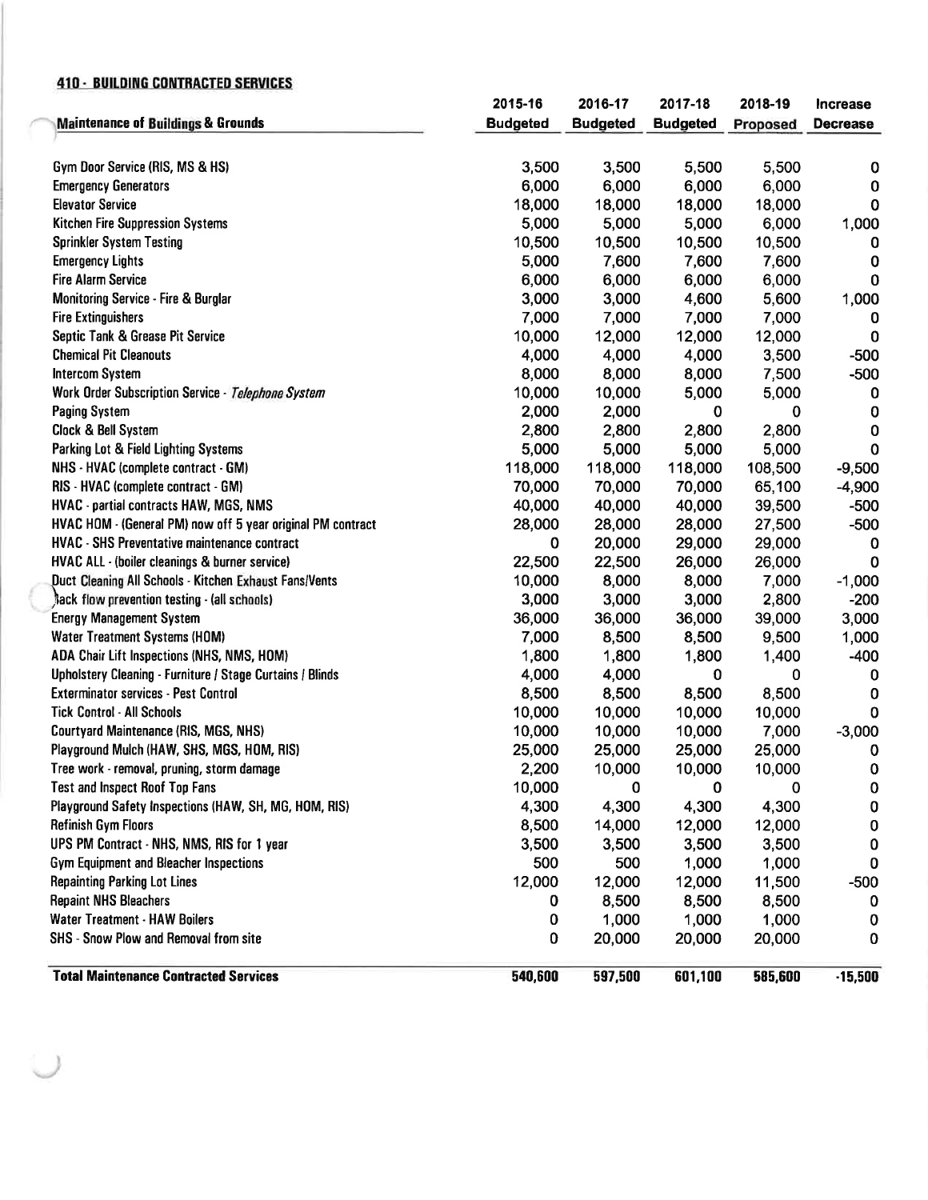**410 - BUILDING CONTRACTED SERVICES**

| Maintenance of Buildings & Grounds | 2015-16 Budgeted | 2016-17 Budgeted | 2017-18 Budgeted | 2018-19 Proposed | Increase Decrease |
|---|---|---|---|---|---|
| Gym Door Service (RIS, MS & HS) | 3,500 | 3,500 | 5,500 | 5,500 | 0 |
| Emergency Generators | 6,000 | 6,000 | 6,000 | 6,000 | 0 |
| Elevator Service | 18,000 | 18,000 | 18,000 | 18,000 | 0 |
| Kitchen Fire Suppression Systems | 5,000 | 5,000 | 5,000 | 6,000 | 1,000 |
| Sprinkler System Testing | 10,500 | 10,500 | 10,500 | 10,500 | 0 |
| Emergency Lights | 5,000 | 7,600 | 7,600 | 7,600 | 0 |
| Fire Alarm Service | 6,000 | 6,000 | 6,000 | 6,000 | 0 |
| Monitoring Service - Fire & Burglar | 3,000 | 3,000 | 4,600 | 5,600 | 1,000 |
| Fire Extinguishers | 7,000 | 7,000 | 7,000 | 7,000 | 0 |
| Septic Tank & Grease Pit Service | 10,000 | 12,000 | 12,000 | 12,000 | 0 |
| Chemical Pit Cleanouts | 4,000 | 4,000 | 4,000 | 3,500 | -500 |
| Intercom System | 8,000 | 8,000 | 8,000 | 7,500 | -500 |
| Work Order Subscription Service - *Telephone System* | 10,000 | 10,000 | 5,000 | 5,000 | 0 |
| Paging System | 2,000 | 2,000 | 0 | 0 | 0 |
| Clock & Bell System | 2,800 | 2,800 | 2,800 | 2,800 | 0 |
| Parking Lot & Field Lighting Systems | 5,000 | 5,000 | 5,000 | 5,000 | 0 |
| NHS - HVAC (complete contract - GM) | 118,000 | 118,000 | 118,000 | 108,500 | -9,500 |
| RIS - HVAC (complete contract - GM) | 70,000 | 70,000 | 70,000 | 65,100 | -4,900 |
| HVAC - partial contracts HAW, MGS, NMS | 40,000 | 40,000 | 40,000 | 39,500 | -500 |
| HVAC HOM - (General PM) now off 5 year original PM contract | 28,000 | 28,000 | 28,000 | 27,500 | -500 |
| HVAC - SHS Preventative maintenance contract | 0 | 20,000 | 29,000 | 29,000 | 0 |
| HVAC ALL - (boiler cleanings & burner service) | 22,500 | 22,500 | 26,000 | 26,000 | 0 |
| Duct Cleaning All Schools - Kitchen Exhaust Fans/Vents | 10,000 | 8,000 | 8,000 | 7,000 | -1,000 |
| Back flow prevention testing - (all schools) | 3,000 | 3,000 | 3,000 | 2,800 | -200 |
| Energy Management System | 36,000 | 36,000 | 36,000 | 39,000 | 3,000 |
| Water Treatment Systems (HOM) | 7,000 | 8,500 | 8,500 | 9,500 | 1,000 |
| ADA Chair Lift Inspections (NHS, NMS, HOM) | 1,800 | 1,800 | 1,800 | 1,400 | -400 |
| Upholstery Cleaning - Furniture / Stage Curtains / Blinds | 4,000 | 4,000 | 0 | 0 | 0 |
| Exterminator services - Pest Control | 8,500 | 8,500 | 8,500 | 8,500 | 0 |
| Tick Control - All Schools | 10,000 | 10,000 | 10,000 | 10,000 | 0 |
| Courtyard Maintenance (RIS, MGS, NHS) | 10,000 | 10,000 | 10,000 | 7,000 | -3,000 |
| Playground Mulch (HAW, SHS, MGS, HOM, RIS) | 25,000 | 25,000 | 25,000 | 25,000 | 0 |
| Tree work - removal, pruning, storm damage | 2,200 | 10,000 | 10,000 | 10,000 | 0 |
| Test and Inspect Roof Top Fans | 10,000 | 0 | 0 | 0 | 0 |
| Playground Safety Inspections (HAW, SH, MG, HOM, RIS) | 4,300 | 4,300 | 4,300 | 4,300 | 0 |
| Refinish Gym Floors | 8,500 | 14,000 | 12,000 | 12,000 | 0 |
| UPS PM Contract - NHS, NMS, RIS for 1 year | 3,500 | 3,500 | 3,500 | 3,500 | 0 |
| Gym Equipment and Bleacher Inspections | 500 | 500 | 1,000 | 1,000 | 0 |
| Repainting Parking Lot Lines | 12,000 | 12,000 | 12,000 | 11,500 | -500 |
| Repaint NHS Bleachers | 0 | 8,500 | 8,500 | 8,500 | 0 |
| Water Treatment - HAW Boilers | 0 | 1,000 | 1,000 | 1,000 | 0 |
| SHS - Snow Plow and Removal from site | 0 | 20,000 | 20,000 | 20,000 | 0 |
| **Total Maintenance Contracted Services** | **540,600** | **597,500** | **601,100** | **585,600** | **-15,500** |